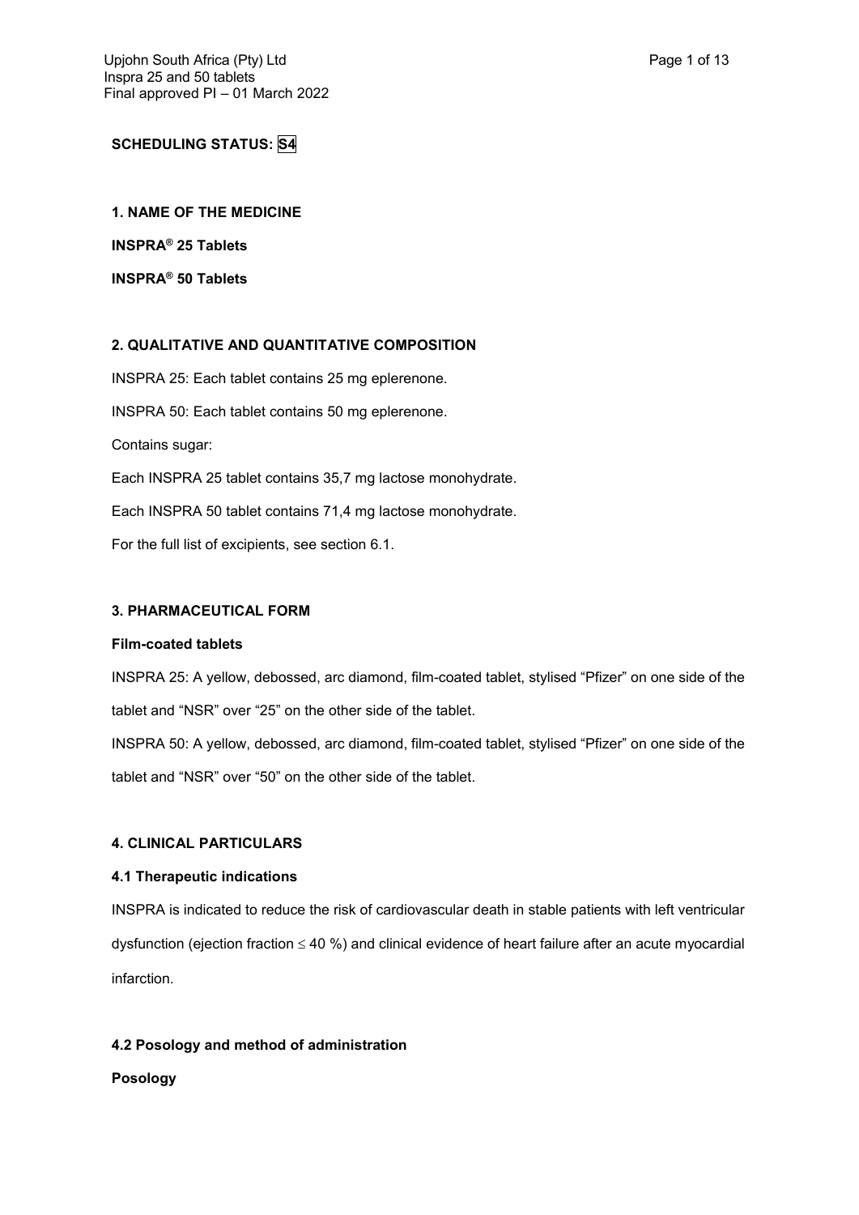**SCHEDULING STATUS: S4**

## 1. NAME OF THE MEDICINE

**INSPRA® 25 Tablets**

**INSPRA® 50 Tablets**

## 2. QUALITATIVE AND QUANTITATIVE COMPOSITION

INSPRA 25: Each tablet contains 25 mg eplerenone.

INSPRA 50: Each tablet contains 50 mg eplerenone.

Contains sugar:

Each INSPRA 25 tablet contains 35,7 mg lactose monohydrate.

Each INSPRA 50 tablet contains 71,4 mg lactose monohydrate.

For the full list of excipients, see section 6.1.

## 3. PHARMACEUTICAL FORM

**Film-coated tablets**

INSPRA 25: A yellow, debossed, arc diamond, film-coated tablet, stylised "Pfizer" on one side of the tablet and "NSR" over "25" on the other side of the tablet.

INSPRA 50: A yellow, debossed, arc diamond, film-coated tablet, stylised "Pfizer" on one side of the tablet and "NSR" over "50" on the other side of the tablet.

## 4. CLINICAL PARTICULARS

### 4.1 Therapeutic indications

INSPRA is indicated to reduce the risk of cardiovascular death in stable patients with left ventricular dysfunction (ejection fraction ≤ 40 %) and clinical evidence of heart failure after an acute myocardial infarction.

### 4.2 Posology and method of administration

**Posology**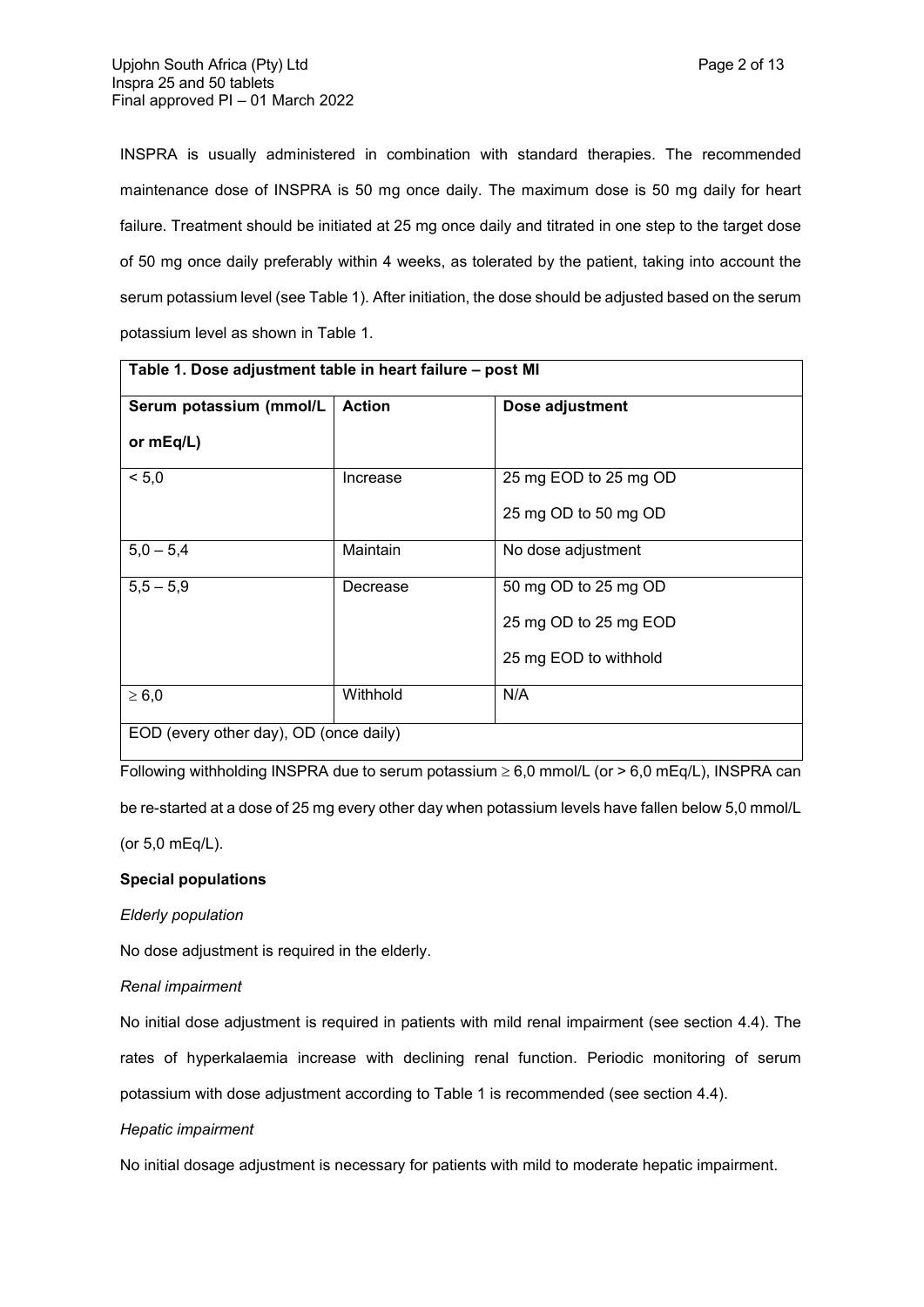INSPRA is usually administered in combination with standard therapies. The recommended maintenance dose of INSPRA is 50 mg once daily. The maximum dose is 50 mg daily for heart failure. Treatment should be initiated at 25 mg once daily and titrated in one step to the target dose of 50 mg once daily preferably within 4 weeks, as tolerated by the patient, taking into account the serum potassium level (see Table 1). After initiation, the dose should be adjusted based on the serum potassium level as shown in Table 1.

| **Table 1. Dose adjustment table in heart failure – post MI** | | |
|---|---|---|
| **Serum potassium (mmol/L or mEq/L)** | **Action** | **Dose adjustment** |
| < 5,0 | Increase | 25 mg EOD to 25 mg OD<br>25 mg OD to 50 mg OD |
| 5,0 – 5,4 | Maintain | No dose adjustment |
| 5,5 – 5,9 | Decrease | 50 mg OD to 25 mg OD<br>25 mg OD to 25 mg EOD<br>25 mg EOD to withhold |
| ≥ 6,0 | Withhold | N/A |
| EOD (every other day), OD (once daily) | | |

Following withholding INSPRA due to serum potassium ≥ 6,0 mmol/L (or > 6,0 mEq/L), INSPRA can be re-started at a dose of 25 mg every other day when potassium levels have fallen below 5,0 mmol/L (or 5,0 mEq/L).

**Special populations**

*Elderly population*

No dose adjustment is required in the elderly.

*Renal impairment*

No initial dose adjustment is required in patients with mild renal impairment (see section 4.4). The rates of hyperkalaemia increase with declining renal function. Periodic monitoring of serum potassium with dose adjustment according to Table 1 is recommended (see section 4.4).

*Hepatic impairment*

No initial dosage adjustment is necessary for patients with mild to moderate hepatic impairment.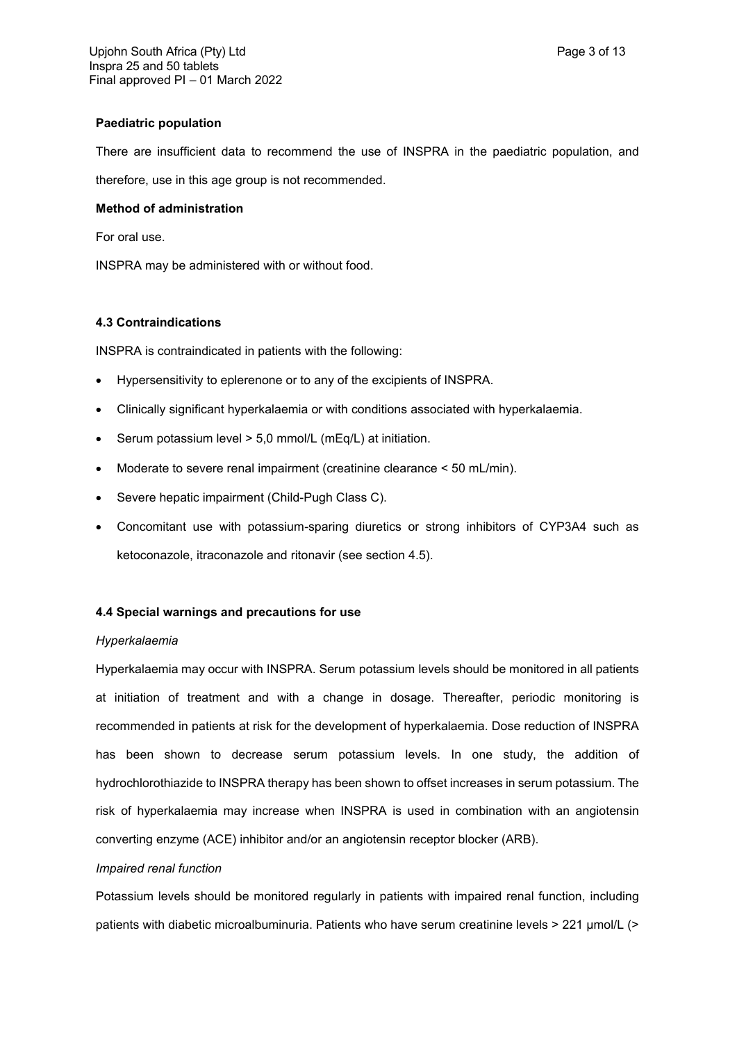**Paediatric population**

There are insufficient data to recommend the use of INSPRA in the paediatric population, and therefore, use in this age group is not recommended.

**Method of administration**

For oral use.

INSPRA may be administered with or without food.

### 4.3 Contraindications

INSPRA is contraindicated in patients with the following:

- Hypersensitivity to eplerenone or to any of the excipients of INSPRA.
- Clinically significant hyperkalaemia or with conditions associated with hyperkalaemia.
- Serum potassium level > 5,0 mmol/L (mEq/L) at initiation.
- Moderate to severe renal impairment (creatinine clearance < 50 mL/min).
- Severe hepatic impairment (Child-Pugh Class C).
- Concomitant use with potassium-sparing diuretics or strong inhibitors of CYP3A4 such as ketoconazole, itraconazole and ritonavir (see section 4.5).

### 4.4 Special warnings and precautions for use

*Hyperkalaemia*

Hyperkalaemia may occur with INSPRA. Serum potassium levels should be monitored in all patients at initiation of treatment and with a change in dosage. Thereafter, periodic monitoring is recommended in patients at risk for the development of hyperkalaemia. Dose reduction of INSPRA has been shown to decrease serum potassium levels. In one study, the addition of hydrochlorothiazide to INSPRA therapy has been shown to offset increases in serum potassium. The risk of hyperkalaemia may increase when INSPRA is used in combination with an angiotensin converting enzyme (ACE) inhibitor and/or an angiotensin receptor blocker (ARB).

*Impaired renal function*

Potassium levels should be monitored regularly in patients with impaired renal function, including patients with diabetic microalbuminuria. Patients who have serum creatinine levels > 221 µmol/L (>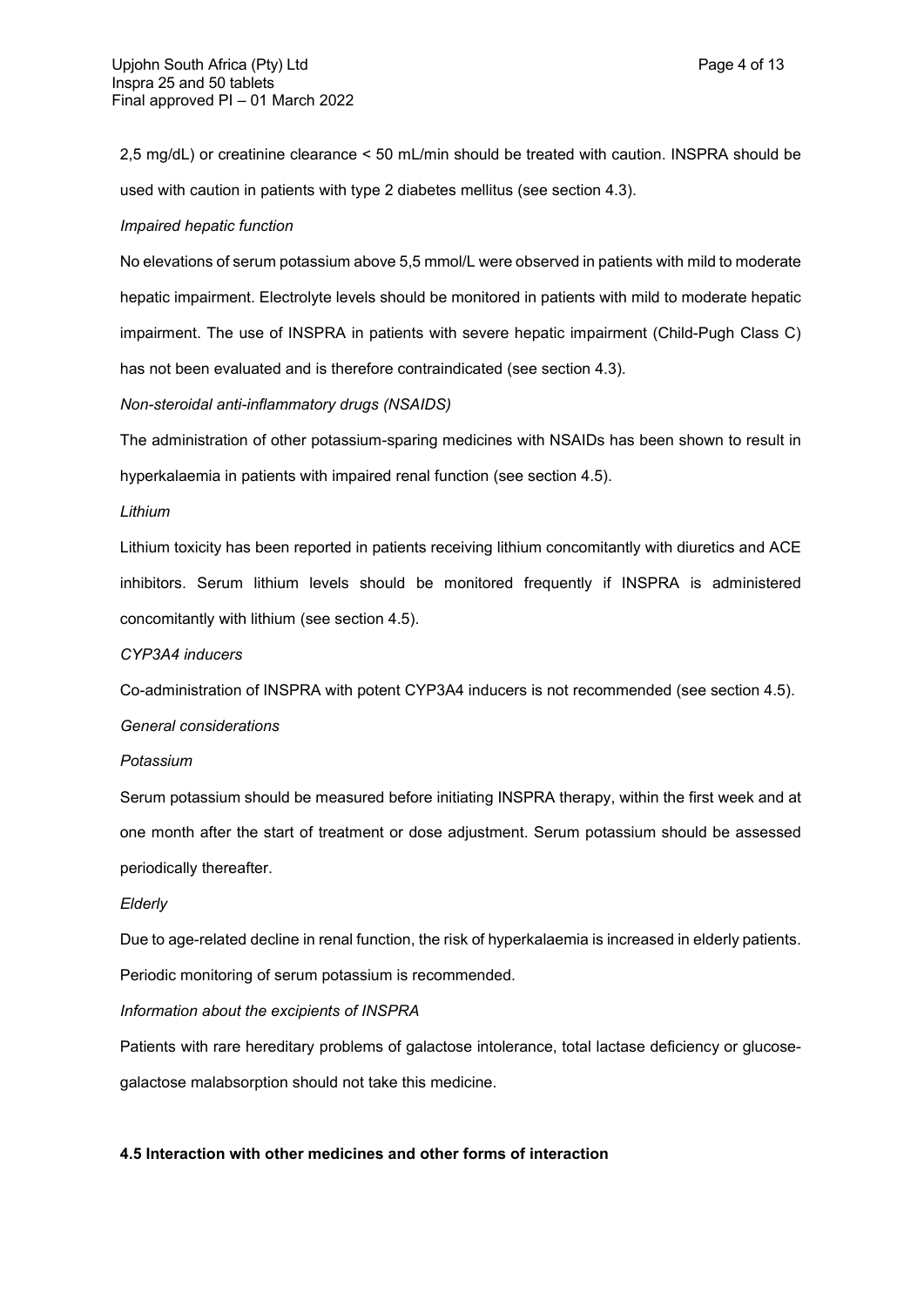2,5 mg/dL) or creatinine clearance < 50 mL/min should be treated with caution. INSPRA should be used with caution in patients with type 2 diabetes mellitus (see section 4.3).

*Impaired hepatic function*

No elevations of serum potassium above 5,5 mmol/L were observed in patients with mild to moderate hepatic impairment. Electrolyte levels should be monitored in patients with mild to moderate hepatic impairment. The use of INSPRA in patients with severe hepatic impairment (Child-Pugh Class C) has not been evaluated and is therefore contraindicated (see section 4.3).

*Non-steroidal anti-inflammatory drugs (NSAIDS)*

The administration of other potassium-sparing medicines with NSAIDs has been shown to result in hyperkalaemia in patients with impaired renal function (see section 4.5).

*Lithium*

Lithium toxicity has been reported in patients receiving lithium concomitantly with diuretics and ACE inhibitors. Serum lithium levels should be monitored frequently if INSPRA is administered concomitantly with lithium (see section 4.5).

*CYP3A4 inducers*

Co-administration of INSPRA with potent CYP3A4 inducers is not recommended (see section 4.5).

*General considerations*

*Potassium*

Serum potassium should be measured before initiating INSPRA therapy, within the first week and at one month after the start of treatment or dose adjustment. Serum potassium should be assessed periodically thereafter.

*Elderly*

Due to age-related decline in renal function, the risk of hyperkalaemia is increased in elderly patients. Periodic monitoring of serum potassium is recommended.

*Information about the excipients of INSPRA*

Patients with rare hereditary problems of galactose intolerance, total lactase deficiency or glucose-galactose malabsorption should not take this medicine.

**4.5 Interaction with other medicines and other forms of interaction**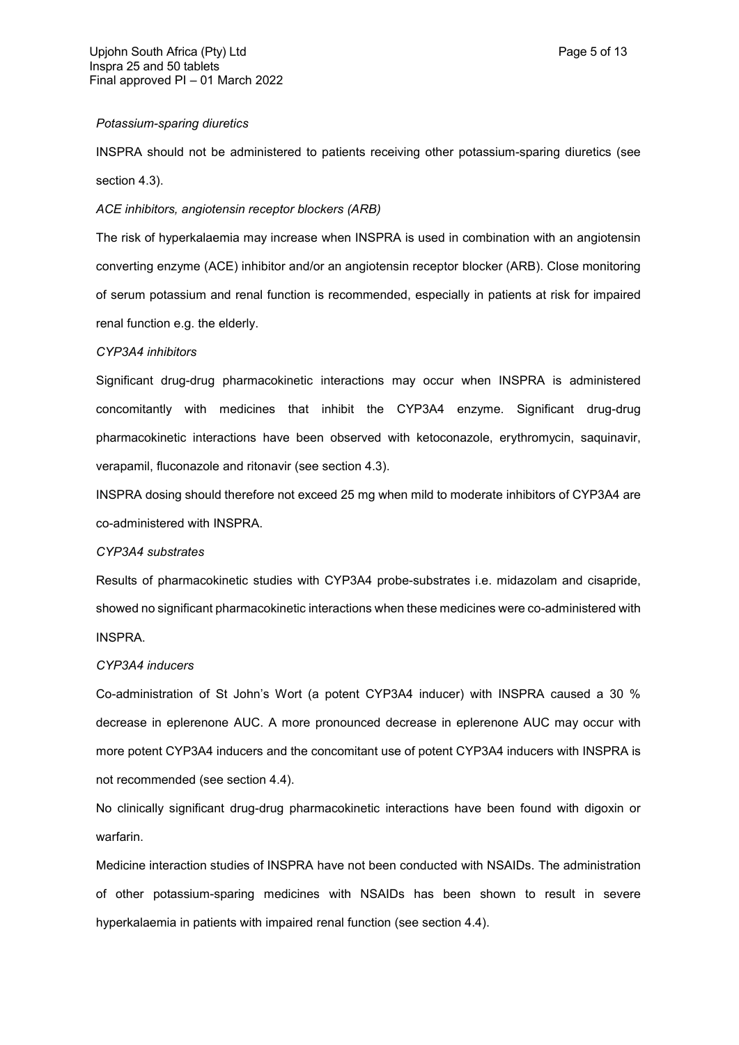*Potassium-sparing diuretics*

INSPRA should not be administered to patients receiving other potassium-sparing diuretics (see section 4.3).

*ACE inhibitors, angiotensin receptor blockers (ARB)*

The risk of hyperkalaemia may increase when INSPRA is used in combination with an angiotensin converting enzyme (ACE) inhibitor and/or an angiotensin receptor blocker (ARB). Close monitoring of serum potassium and renal function is recommended, especially in patients at risk for impaired renal function e.g. the elderly.

*CYP3A4 inhibitors*

Significant drug-drug pharmacokinetic interactions may occur when INSPRA is administered concomitantly with medicines that inhibit the CYP3A4 enzyme. Significant drug-drug pharmacokinetic interactions have been observed with ketoconazole, erythromycin, saquinavir, verapamil, fluconazole and ritonavir (see section 4.3).

INSPRA dosing should therefore not exceed 25 mg when mild to moderate inhibitors of CYP3A4 are co-administered with INSPRA.

*CYP3A4 substrates*

Results of pharmacokinetic studies with CYP3A4 probe-substrates i.e. midazolam and cisapride, showed no significant pharmacokinetic interactions when these medicines were co-administered with INSPRA.

*CYP3A4 inducers*

Co-administration of St John's Wort (a potent CYP3A4 inducer) with INSPRA caused a 30 % decrease in eplerenone AUC. A more pronounced decrease in eplerenone AUC may occur with more potent CYP3A4 inducers and the concomitant use of potent CYP3A4 inducers with INSPRA is not recommended (see section 4.4).

No clinically significant drug-drug pharmacokinetic interactions have been found with digoxin or warfarin.

Medicine interaction studies of INSPRA have not been conducted with NSAIDs. The administration of other potassium-sparing medicines with NSAIDs has been shown to result in severe hyperkalaemia in patients with impaired renal function (see section 4.4).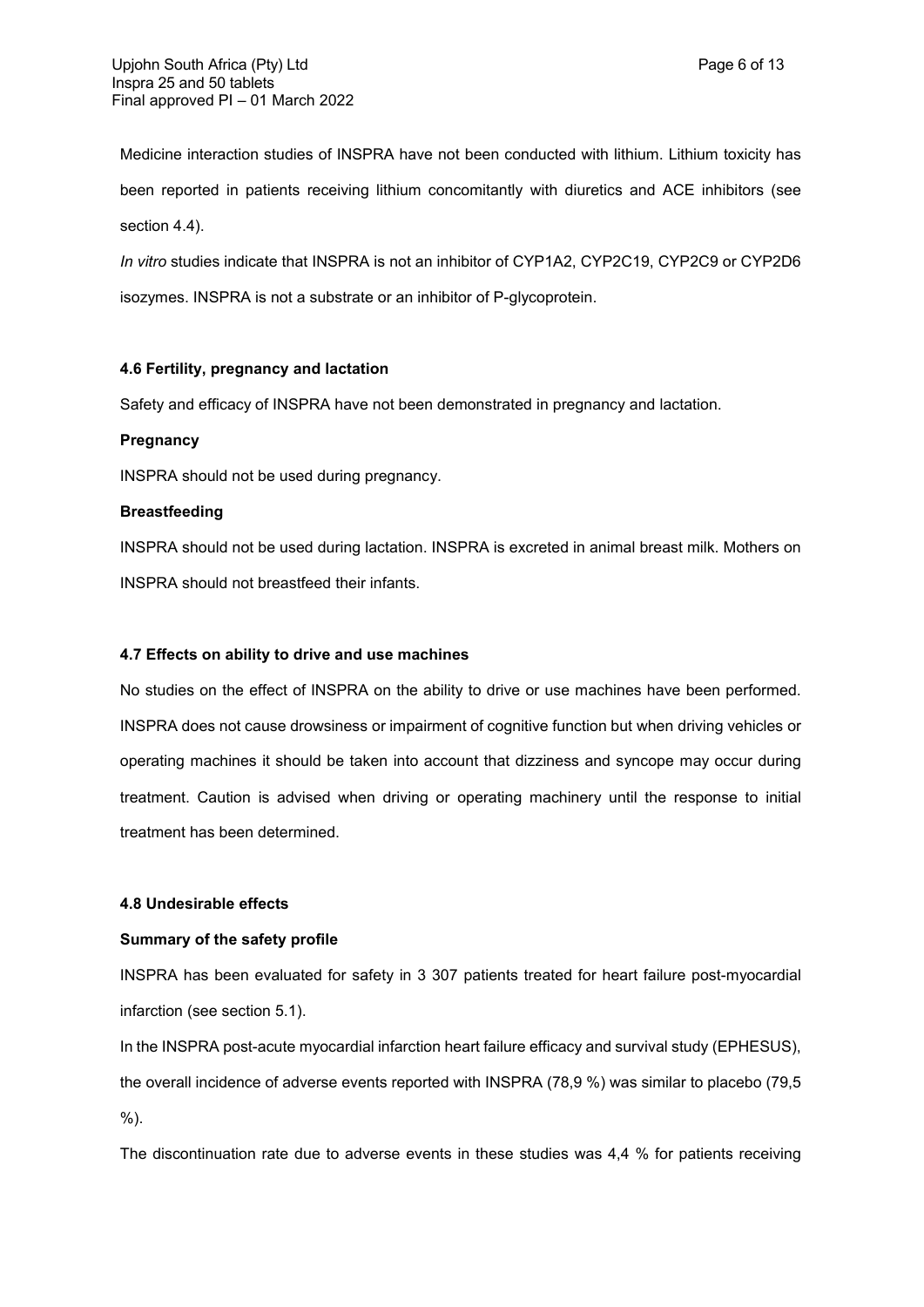Medicine interaction studies of INSPRA have not been conducted with lithium. Lithium toxicity has been reported in patients receiving lithium concomitantly with diuretics and ACE inhibitors (see section 4.4).

*In vitro* studies indicate that INSPRA is not an inhibitor of CYP1A2, CYP2C19, CYP2C9 or CYP2D6 isozymes. INSPRA is not a substrate or an inhibitor of P-glycoprotein.

### 4.6 Fertility, pregnancy and lactation

Safety and efficacy of INSPRA have not been demonstrated in pregnancy and lactation.

**Pregnancy**

INSPRA should not be used during pregnancy.

**Breastfeeding**

INSPRA should not be used during lactation. INSPRA is excreted in animal breast milk. Mothers on INSPRA should not breastfeed their infants.

### 4.7 Effects on ability to drive and use machines

No studies on the effect of INSPRA on the ability to drive or use machines have been performed. INSPRA does not cause drowsiness or impairment of cognitive function but when driving vehicles or operating machines it should be taken into account that dizziness and syncope may occur during treatment. Caution is advised when driving or operating machinery until the response to initial treatment has been determined.

### 4.8 Undesirable effects

**Summary of the safety profile**

INSPRA has been evaluated for safety in 3 307 patients treated for heart failure post-myocardial infarction (see section 5.1).

In the INSPRA post-acute myocardial infarction heart failure efficacy and survival study (EPHESUS), the overall incidence of adverse events reported with INSPRA (78,9 %) was similar to placebo (79,5 %).

The discontinuation rate due to adverse events in these studies was 4,4 % for patients receiving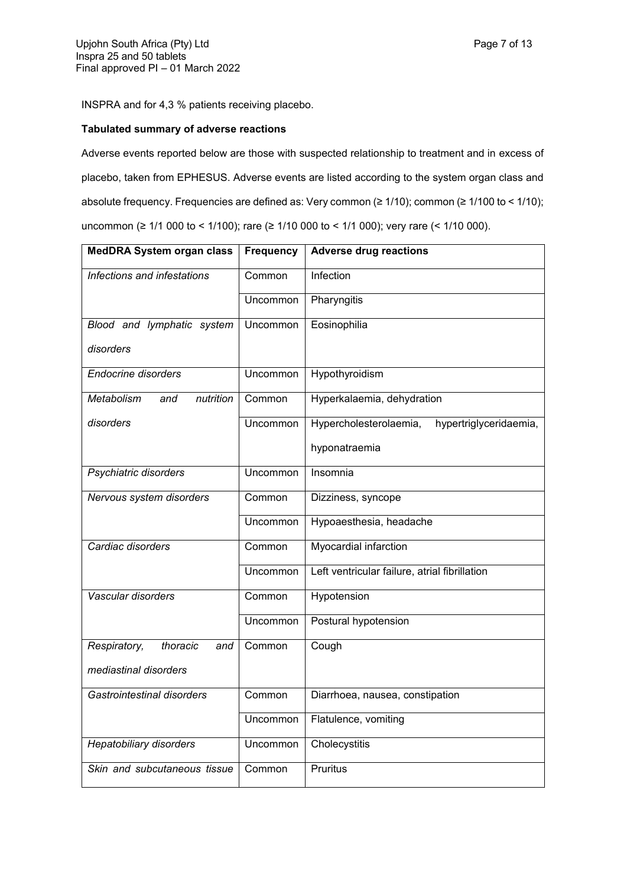INSPRA and for 4,3 % patients receiving placebo.

**Tabulated summary of adverse reactions**

Adverse events reported below are those with suspected relationship to treatment and in excess of placebo, taken from EPHESUS. Adverse events are listed according to the system organ class and absolute frequency. Frequencies are defined as: Very common (≥ 1/10); common (≥ 1/100 to < 1/10); uncommon (≥ 1/1 000 to < 1/100); rare (≥ 1/10 000 to < 1/1 000); very rare (< 1/10 000).

| MedDRA System organ class | Frequency | Adverse drug reactions |
|---|---|---|
| *Infections and infestations* | Common | Infection |
| | Uncommon | Pharyngitis |
| *Blood and lymphatic system disorders* | Uncommon | Eosinophilia |
| *Endocrine disorders* | Uncommon | Hypothyroidism |
| *Metabolism and nutrition disorders* | Common | Hyperkalaemia, dehydration |
| | Uncommon | Hypercholesterolaemia, hypertriglyceridaemia, hyponatraemia |
| *Psychiatric disorders* | Uncommon | Insomnia |
| *Nervous system disorders* | Common | Dizziness, syncope |
| | Uncommon | Hypoaesthesia, headache |
| *Cardiac disorders* | Common | Myocardial infarction |
| | Uncommon | Left ventricular failure, atrial fibrillation |
| *Vascular disorders* | Common | Hypotension |
| | Uncommon | Postural hypotension |
| *Respiratory, thoracic and mediastinal disorders* | Common | Cough |
| *Gastrointestinal disorders* | Common | Diarrhoea, nausea, constipation |
| | Uncommon | Flatulence, vomiting |
| *Hepatobiliary disorders* | Uncommon | Cholecystitis |
| *Skin and subcutaneous tissue* | Common | Pruritus |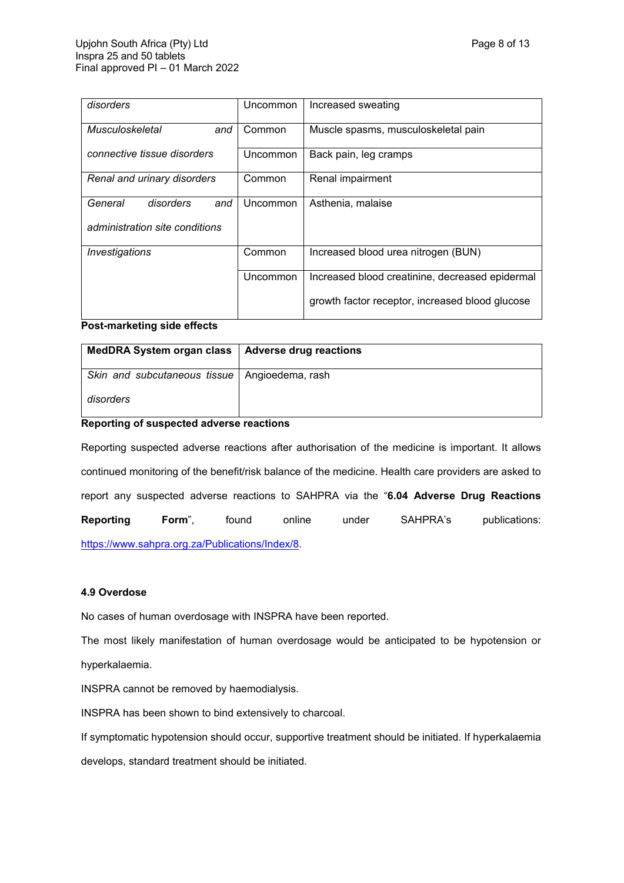| | | |
|---|---|---|
| *disorders* | Uncommon | Increased sweating |
| *Musculoskeletal and connective tissue disorders* | Common | Muscle spasms, musculoskeletal pain |
| | Uncommon | Back pain, leg cramps |
| *Renal and urinary disorders* | Common | Renal impairment |
| *General disorders and administration site conditions* | Uncommon | Asthenia, malaise |
| *Investigations* | Common | Increased blood urea nitrogen (BUN) |
| | Uncommon | Increased blood creatinine, decreased epidermal growth factor receptor, increased blood glucose |

**Post-marketing side effects**

| MedDRA System organ class | Adverse drug reactions |
|---|---|
| *Skin and subcutaneous tissue disorders* | Angioedema, rash |

**Reporting of suspected adverse reactions**

Reporting suspected adverse reactions after authorisation of the medicine is important. It allows continued monitoring of the benefit/risk balance of the medicine. Health care providers are asked to report any suspected adverse reactions to SAHPRA via the "**6.04 Adverse Drug Reactions Reporting Form**", found online under SAHPRA's publications: https://www.sahpra.org.za/Publications/Index/8.

#### 4.9 Overdose

No cases of human overdosage with INSPRA have been reported.

The most likely manifestation of human overdosage would be anticipated to be hypotension or hyperkalaemia.

INSPRA cannot be removed by haemodialysis.

INSPRA has been shown to bind extensively to charcoal.

If symptomatic hypotension should occur, supportive treatment should be initiated. If hyperkalaemia develops, standard treatment should be initiated.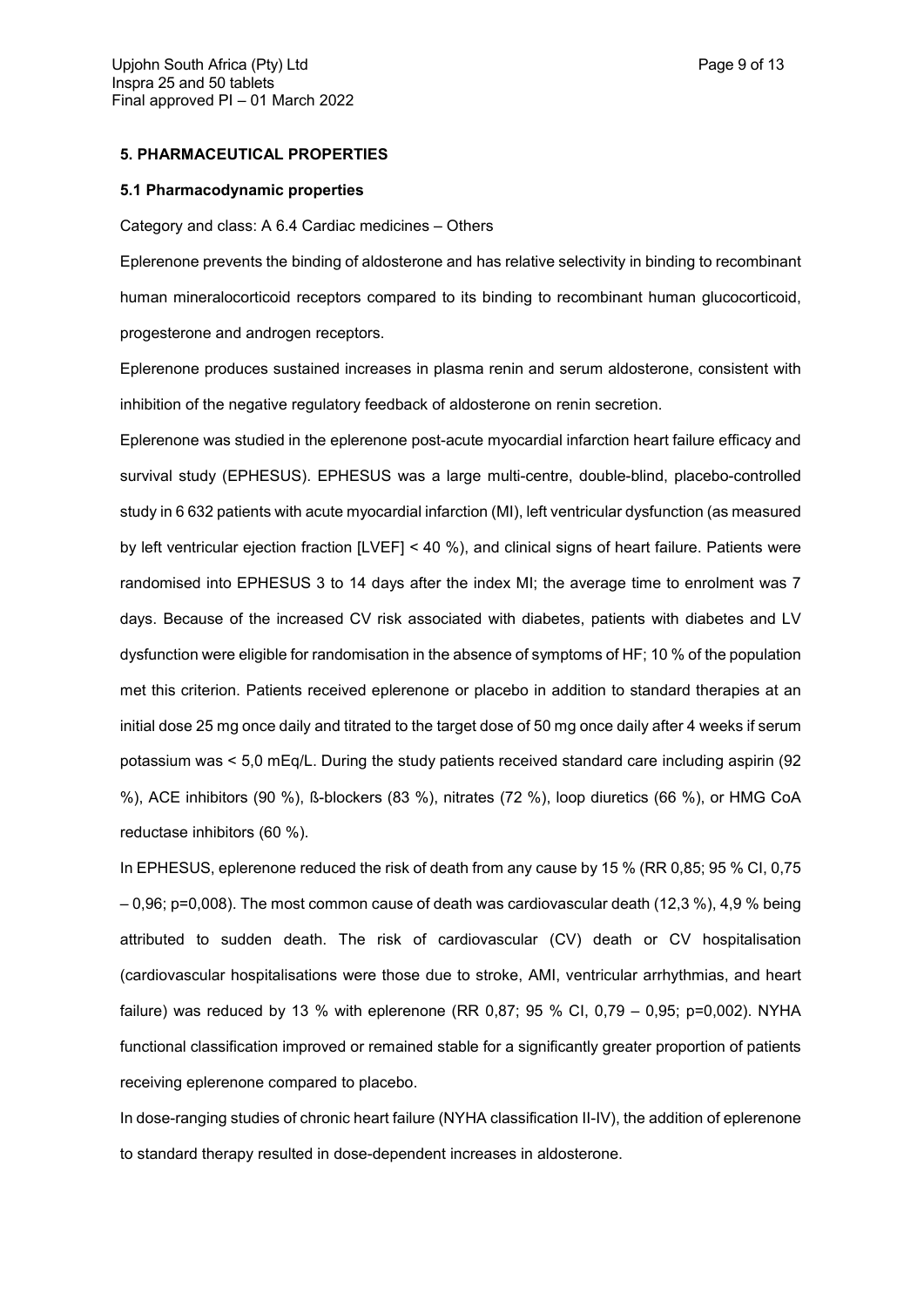## 5. PHARMACEUTICAL PROPERTIES

### 5.1 Pharmacodynamic properties

Category and class: A 6.4 Cardiac medicines – Others

Eplerenone prevents the binding of aldosterone and has relative selectivity in binding to recombinant human mineralocorticoid receptors compared to its binding to recombinant human glucocorticoid, progesterone and androgen receptors.

Eplerenone produces sustained increases in plasma renin and serum aldosterone, consistent with inhibition of the negative regulatory feedback of aldosterone on renin secretion.

Eplerenone was studied in the eplerenone post-acute myocardial infarction heart failure efficacy and survival study (EPHESUS). EPHESUS was a large multi-centre, double-blind, placebo-controlled study in 6 632 patients with acute myocardial infarction (MI), left ventricular dysfunction (as measured by left ventricular ejection fraction [LVEF] < 40 %), and clinical signs of heart failure. Patients were randomised into EPHESUS 3 to 14 days after the index MI; the average time to enrolment was 7 days. Because of the increased CV risk associated with diabetes, patients with diabetes and LV dysfunction were eligible for randomisation in the absence of symptoms of HF; 10 % of the population met this criterion. Patients received eplerenone or placebo in addition to standard therapies at an initial dose 25 mg once daily and titrated to the target dose of 50 mg once daily after 4 weeks if serum potassium was < 5,0 mEq/L. During the study patients received standard care including aspirin (92 %), ACE inhibitors (90 %), ß-blockers (83 %), nitrates (72 %), loop diuretics (66 %), or HMG CoA reductase inhibitors (60 %).

In EPHESUS, eplerenone reduced the risk of death from any cause by 15 % (RR 0,85; 95 % CI, 0,75 – 0,96; p=0,008). The most common cause of death was cardiovascular death (12,3 %), 4,9 % being attributed to sudden death. The risk of cardiovascular (CV) death or CV hospitalisation (cardiovascular hospitalisations were those due to stroke, AMI, ventricular arrhythmias, and heart failure) was reduced by 13 % with eplerenone (RR 0,87; 95 % CI, 0,79 – 0,95; p=0,002). NYHA functional classification improved or remained stable for a significantly greater proportion of patients receiving eplerenone compared to placebo.

In dose-ranging studies of chronic heart failure (NYHA classification II-IV), the addition of eplerenone to standard therapy resulted in dose-dependent increases in aldosterone.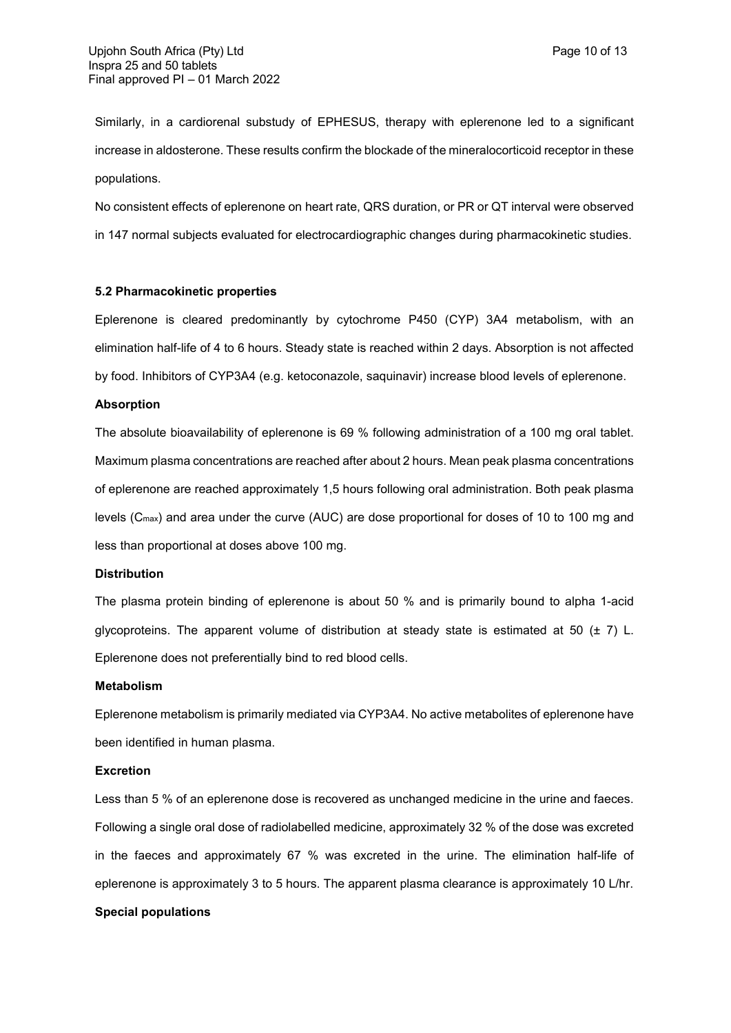Similarly, in a cardiorenal substudy of EPHESUS, therapy with eplerenone led to a significant increase in aldosterone. These results confirm the blockade of the mineralocorticoid receptor in these populations.

No consistent effects of eplerenone on heart rate, QRS duration, or PR or QT interval were observed in 147 normal subjects evaluated for electrocardiographic changes during pharmacokinetic studies.

### 5.2 Pharmacokinetic properties

Eplerenone is cleared predominantly by cytochrome P450 (CYP) 3A4 metabolism, with an elimination half-life of 4 to 6 hours. Steady state is reached within 2 days. Absorption is not affected by food. Inhibitors of CYP3A4 (e.g. ketoconazole, saquinavir) increase blood levels of eplerenone.

**Absorption**

The absolute bioavailability of eplerenone is 69 % following administration of a 100 mg oral tablet. Maximum plasma concentrations are reached after about 2 hours. Mean peak plasma concentrations of eplerenone are reached approximately 1,5 hours following oral administration. Both peak plasma levels ($C_{max}$) and area under the curve (AUC) are dose proportional for doses of 10 to 100 mg and less than proportional at doses above 100 mg.

**Distribution**

The plasma protein binding of eplerenone is about 50 % and is primarily bound to alpha 1-acid glycoproteins. The apparent volume of distribution at steady state is estimated at 50 (± 7) L. Eplerenone does not preferentially bind to red blood cells.

**Metabolism**

Eplerenone metabolism is primarily mediated via CYP3A4. No active metabolites of eplerenone have been identified in human plasma.

**Excretion**

Less than 5 % of an eplerenone dose is recovered as unchanged medicine in the urine and faeces. Following a single oral dose of radiolabelled medicine, approximately 32 % of the dose was excreted in the faeces and approximately 67 % was excreted in the urine. The elimination half-life of eplerenone is approximately 3 to 5 hours. The apparent plasma clearance is approximately 10 L/hr.

**Special populations**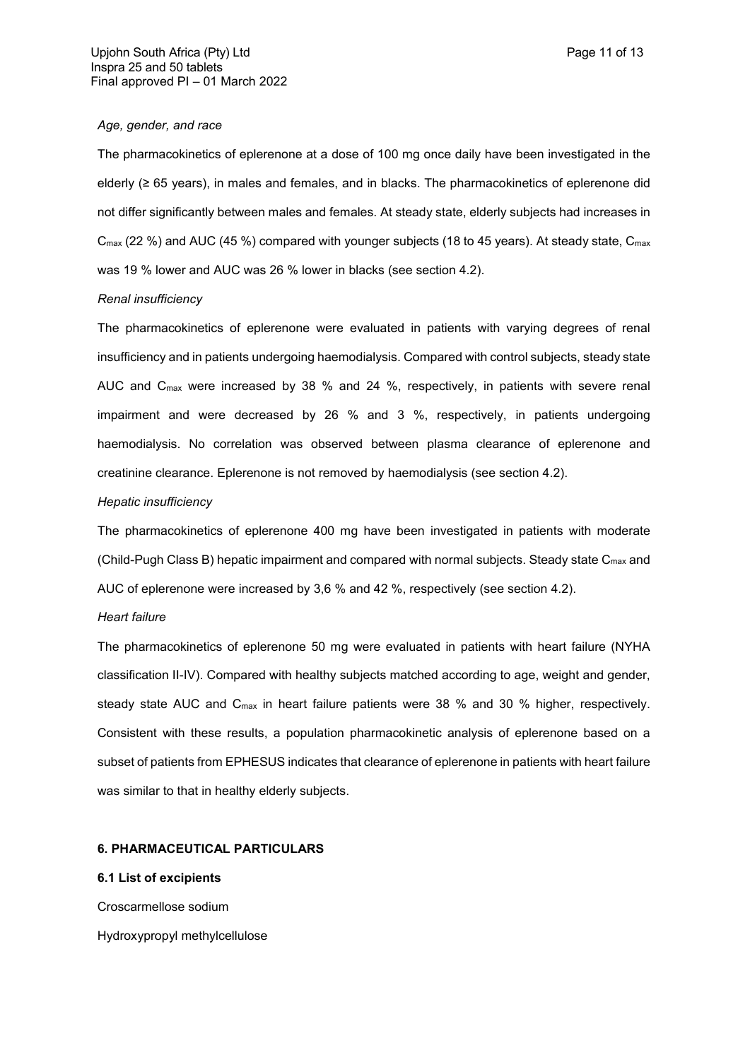*Age, gender, and race*

The pharmacokinetics of eplerenone at a dose of 100 mg once daily have been investigated in the elderly (≥ 65 years), in males and females, and in blacks. The pharmacokinetics of eplerenone did not differ significantly between males and females. At steady state, elderly subjects had increases in $C_{max}$ (22 %) and AUC (45 %) compared with younger subjects (18 to 45 years). At steady state, $C_{max}$ was 19 % lower and AUC was 26 % lower in blacks (see section 4.2).

*Renal insufficiency*

The pharmacokinetics of eplerenone were evaluated in patients with varying degrees of renal insufficiency and in patients undergoing haemodialysis. Compared with control subjects, steady state AUC and $C_{max}$ were increased by 38 % and 24 %, respectively, in patients with severe renal impairment and were decreased by 26 % and 3 %, respectively, in patients undergoing haemodialysis. No correlation was observed between plasma clearance of eplerenone and creatinine clearance. Eplerenone is not removed by haemodialysis (see section 4.2).

*Hepatic insufficiency*

The pharmacokinetics of eplerenone 400 mg have been investigated in patients with moderate (Child-Pugh Class B) hepatic impairment and compared with normal subjects. Steady state $C_{max}$ and AUC of eplerenone were increased by 3,6 % and 42 %, respectively (see section 4.2).

*Heart failure*

The pharmacokinetics of eplerenone 50 mg were evaluated in patients with heart failure (NYHA classification II-IV). Compared with healthy subjects matched according to age, weight and gender, steady state AUC and $C_{max}$ in heart failure patients were 38 % and 30 % higher, respectively. Consistent with these results, a population pharmacokinetic analysis of eplerenone based on a subset of patients from EPHESUS indicates that clearance of eplerenone in patients with heart failure was similar to that in healthy elderly subjects.

## 6. PHARMACEUTICAL PARTICULARS

### 6.1 List of excipients

Croscarmellose sodium

Hydroxypropyl methylcellulose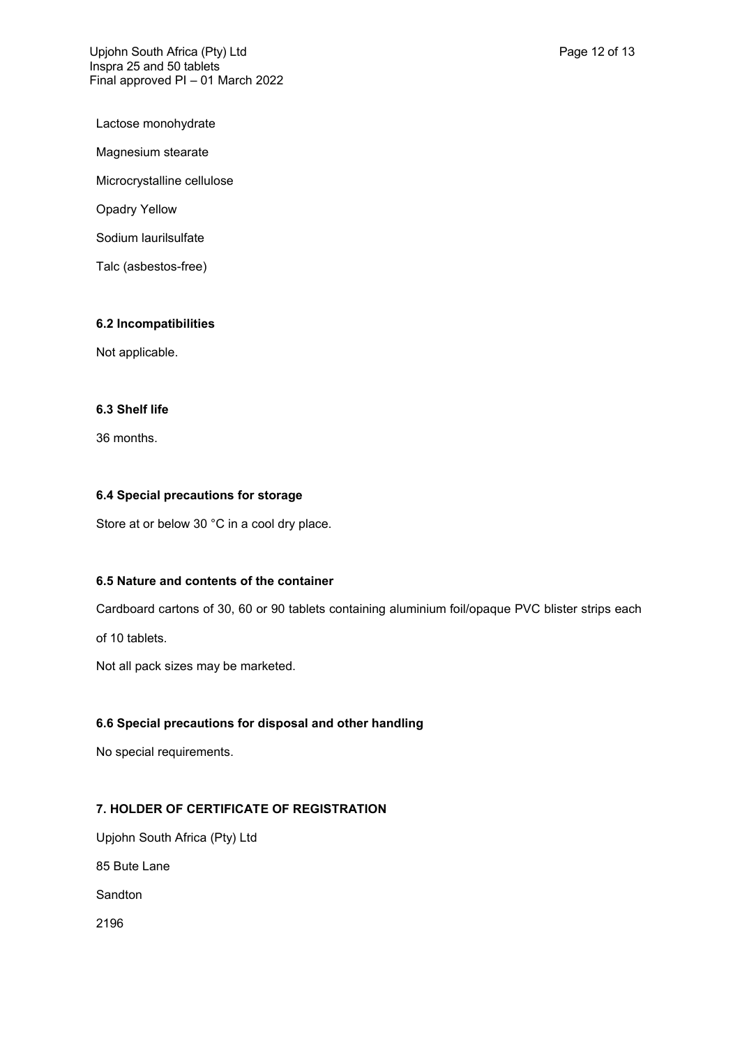Lactose monohydrate

Magnesium stearate

Microcrystalline cellulose

Opadry Yellow

Sodium laurilsulfate

Talc (asbestos-free)

### 6.2 Incompatibilities

Not applicable.

### 6.3 Shelf life

36 months.

### 6.4 Special precautions for storage

Store at or below 30 °C in a cool dry place.

### 6.5 Nature and contents of the container

Cardboard cartons of 30, 60 or 90 tablets containing aluminium foil/opaque PVC blister strips each of 10 tablets.

Not all pack sizes may be marketed.

### 6.6 Special precautions for disposal and other handling

No special requirements.

## 7. HOLDER OF CERTIFICATE OF REGISTRATION

Upjohn South Africa (Pty) Ltd

85 Bute Lane

Sandton

2196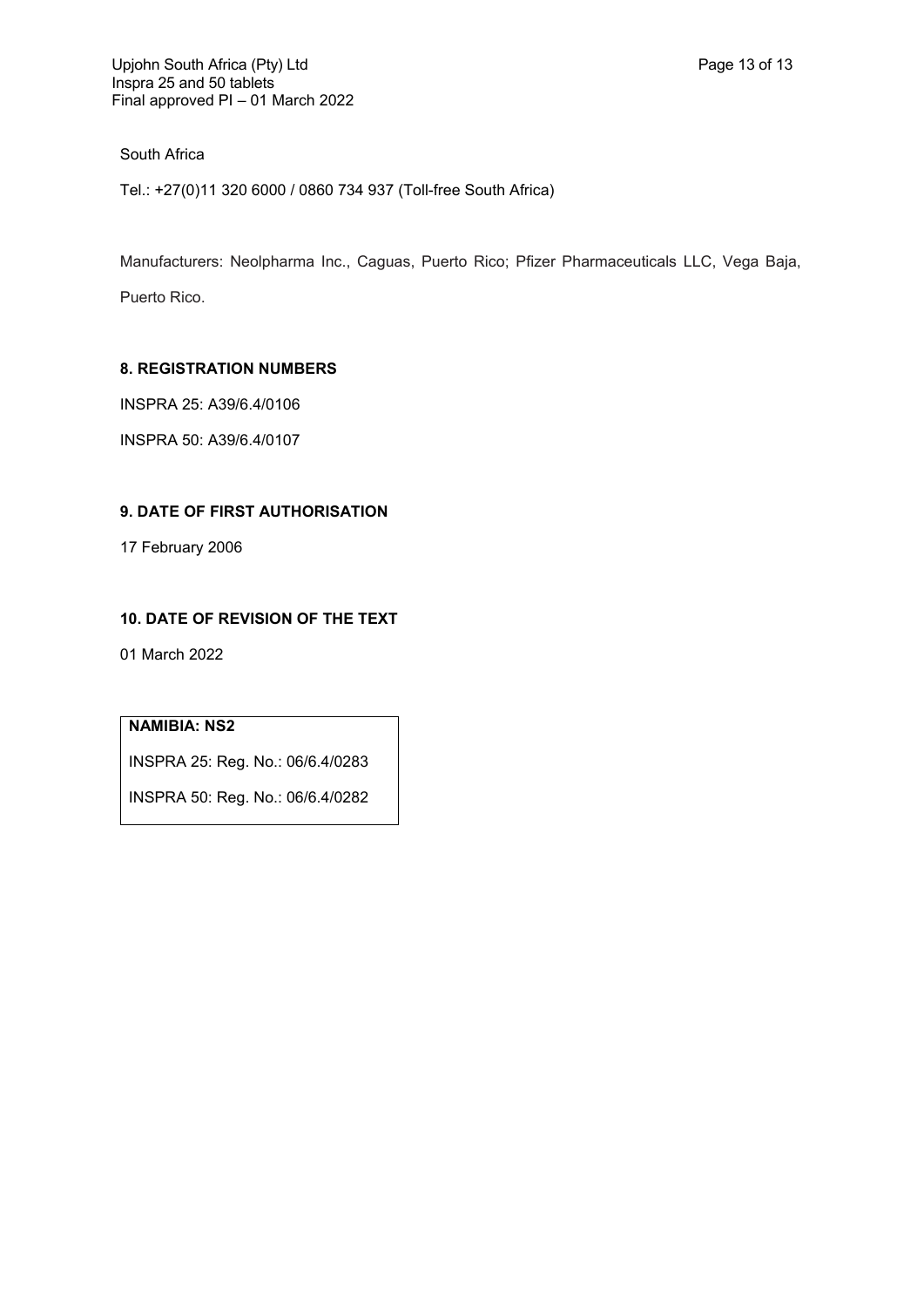South Africa

Tel.: +27(0)11 320 6000 / 0860 734 937 (Toll-free South Africa)

Manufacturers: Neolpharma Inc., Caguas, Puerto Rico; Pfizer Pharmaceuticals LLC, Vega Baja, Puerto Rico.

**8. REGISTRATION NUMBERS**

INSPRA 25: A39/6.4/0106

INSPRA 50: A39/6.4/0107

**9. DATE OF FIRST AUTHORISATION**

17 February 2006

**10. DATE OF REVISION OF THE TEXT**

01 March 2022

**NAMIBIA: NS2**

INSPRA 25: Reg. No.: 06/6.4/0283

INSPRA 50: Reg. No.: 06/6.4/0282